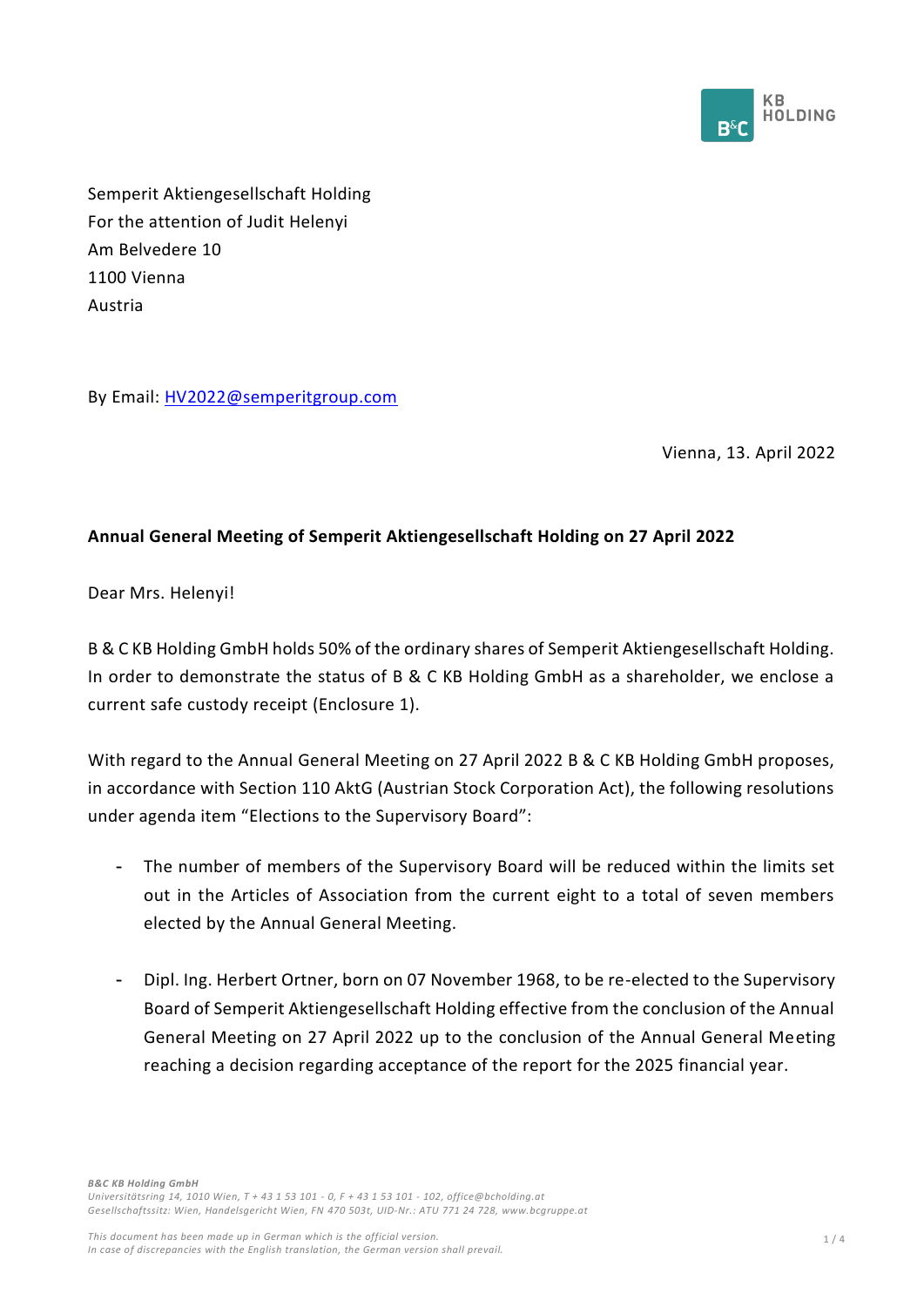Semperit Aktiengesellschaft Holding
For the attention of Judit Helenyi
Am Belvedere 10
1100 Vienna
Austria

By Email: HV2022@semperitgroup.com

Vienna, 13. April 2022

**Annual General Meeting of Semperit Aktiengesellschaft Holding on 27 April 2022**

Dear Mrs. Helenyi!

B & C KB Holding GmbH holds 50% of the ordinary shares of Semperit Aktiengesellschaft Holding. In order to demonstrate the status of B & C KB Holding GmbH as a shareholder, we enclose a current safe custody receipt (Enclosure 1).

With regard to the Annual General Meeting on 27 April 2022 B & C KB Holding GmbH proposes, in accordance with Section 110 AktG (Austrian Stock Corporation Act), the following resolutions under agenda item "Elections to the Supervisory Board":

- The number of members of the Supervisory Board will be reduced within the limits set out in the Articles of Association from the current eight to a total of seven members elected by the Annual General Meeting.

- Dipl. Ing. Herbert Ortner, born on 07 November 1968, to be re-elected to the Supervisory Board of Semperit Aktiengesellschaft Holding effective from the conclusion of the Annual General Meeting on 27 April 2022 up to the conclusion of the Annual General Meeting reaching a decision regarding acceptance of the report for the 2025 financial year.

*B&C KB Holding GmbH*
*Universitätsring 14, 1010 Wien, T + 43 1 53 101 - 0, F + 43 1 53 101 - 102, office@bcholding.at*
*Gesellschaftssitz: Wien, Handelsgericht Wien, FN 470 503t, UID-Nr.: ATU 771 24 728, www.bcgruppe.at*

*This document has been made up in German which is the official version.*
*In case of discrepancies with the English translation, the German version shall prevail.*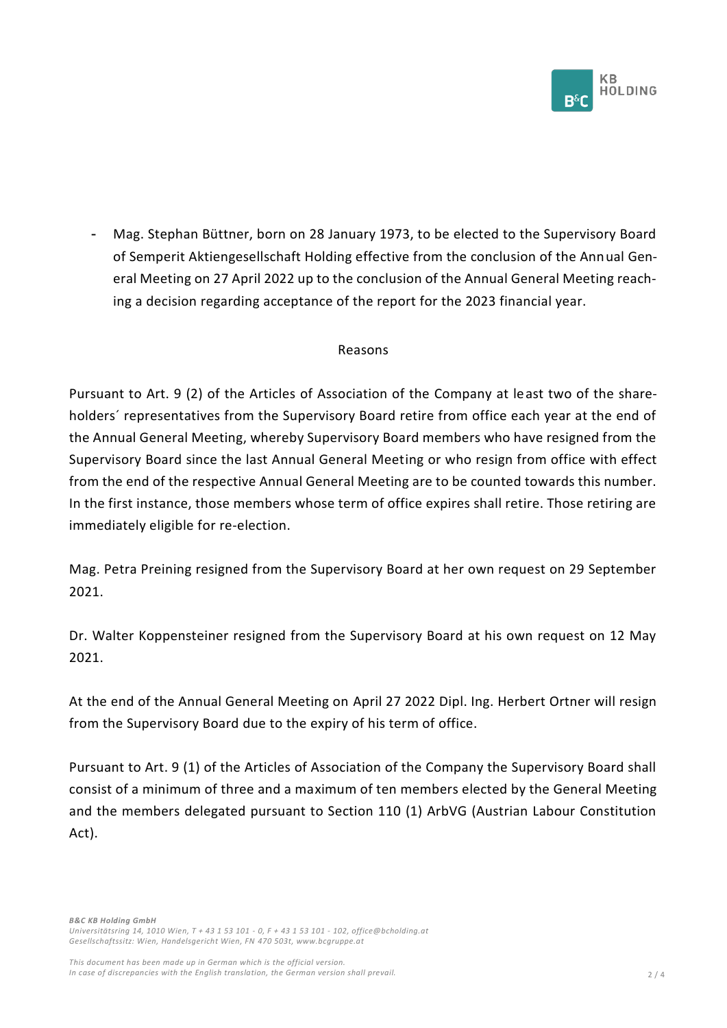- Mag. Stephan Büttner, born on 28 January 1973, to be elected to the Supervisory Board of Semperit Aktiengesellschaft Holding effective from the conclusion of the Annual General Meeting on 27 April 2022 up to the conclusion of the Annual General Meeting reaching a decision regarding acceptance of the report for the 2023 financial year.

Reasons

Pursuant to Art. 9 (2) of the Articles of Association of the Company at least two of the shareholders´ representatives from the Supervisory Board retire from office each year at the end of the Annual General Meeting, whereby Supervisory Board members who have resigned from the Supervisory Board since the last Annual General Meeting or who resign from office with effect from the end of the respective Annual General Meeting are to be counted towards this number. In the first instance, those members whose term of office expires shall retire. Those retiring are immediately eligible for re-election.

Mag. Petra Preining resigned from the Supervisory Board at her own request on 29 September 2021.

Dr. Walter Koppensteiner resigned from the Supervisory Board at his own request on 12 May 2021.

At the end of the Annual General Meeting on April 27 2022 Dipl. Ing. Herbert Ortner will resign from the Supervisory Board due to the expiry of his term of office.

Pursuant to Art. 9 (1) of the Articles of Association of the Company the Supervisory Board shall consist of a minimum of three and a maximum of ten members elected by the General Meeting and the members delegated pursuant to Section 110 (1) ArbVG (Austrian Labour Constitution Act).

*B&C KB Holding GmbH*
*Universitätsring 14, 1010 Wien, T + 43 1 53 101 - 0, F + 43 1 53 101 - 102, office@bcholding.at*
*Gesellschaftssitz: Wien, Handelsgericht Wien, FN 470 503t, www.bcgruppe.at*

*This document has been made up in German which is the official version.*
*In case of discrepancies with the English translation, the German version shall prevail.*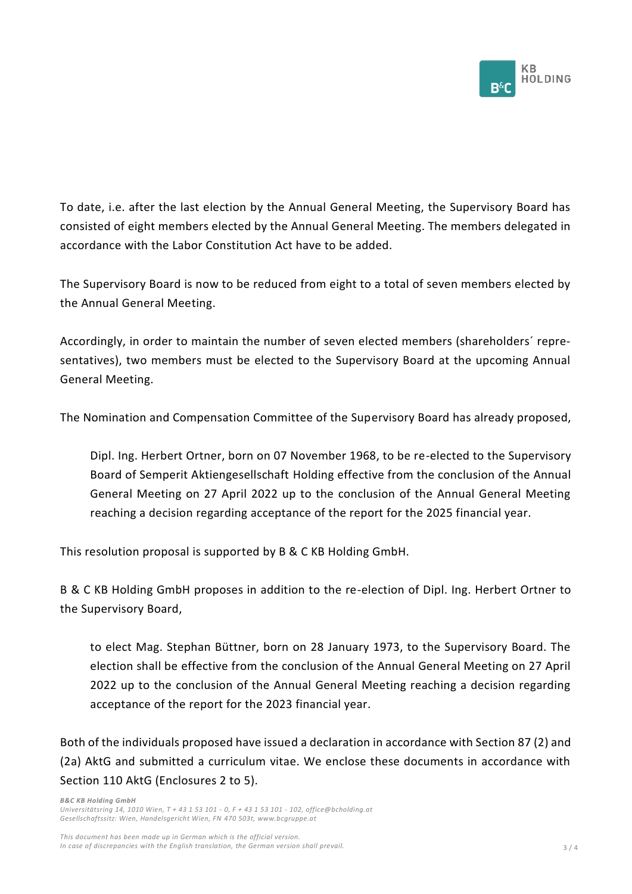To date, i.e. after the last election by the Annual General Meeting, the Supervisory Board has consisted of eight members elected by the Annual General Meeting. The members delegated in accordance with the Labor Constitution Act have to be added.

The Supervisory Board is now to be reduced from eight to a total of seven members elected by the Annual General Meeting.

Accordingly, in order to maintain the number of seven elected members (shareholders´ representatives), two members must be elected to the Supervisory Board at the upcoming Annual General Meeting.

The Nomination and Compensation Committee of the Supervisory Board has already proposed,

> Dipl. Ing. Herbert Ortner, born on 07 November 1968, to be re-elected to the Supervisory Board of Semperit Aktiengesellschaft Holding effective from the conclusion of the Annual General Meeting on 27 April 2022 up to the conclusion of the Annual General Meeting reaching a decision regarding acceptance of the report for the 2025 financial year.

This resolution proposal is supported by B & C KB Holding GmbH.

B & C KB Holding GmbH proposes in addition to the re-election of Dipl. Ing. Herbert Ortner to the Supervisory Board,

> to elect Mag. Stephan Büttner, born on 28 January 1973, to the Supervisory Board. The election shall be effective from the conclusion of the Annual General Meeting on 27 April 2022 up to the conclusion of the Annual General Meeting reaching a decision regarding acceptance of the report for the 2023 financial year.

Both of the individuals proposed have issued a declaration in accordance with Section 87 (2) and (2a) AktG and submitted a curriculum vitae. We enclose these documents in accordance with Section 110 AktG (Enclosures 2 to 5).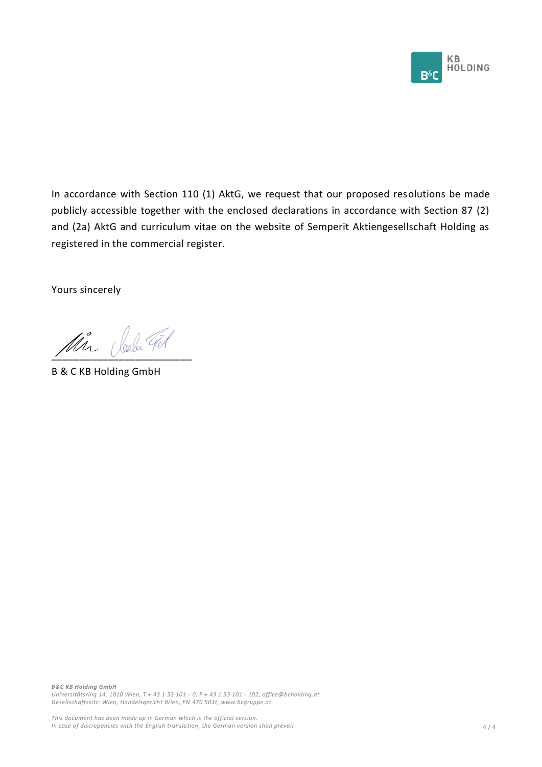In accordance with Section 110 (1) AktG, we request that our proposed resolutions be made publicly accessible together with the enclosed declarations in accordance with Section 87 (2) and (2a) AktG and curriculum vitae on the website of Semperit Aktiengesellschaft Holding as registered in the commercial register.

Yours sincerely

\_\_\_\_\_\_\_\_\_\_\_\_\_\_\_\_\_\_\_\_\_\_\_\_\_\_\_\_

B & C KB Holding GmbH

***B&C KB Holding GmbH***
*Universitätsring 14, 1010 Wien, T + 43 1 53 101 - 0, F + 43 1 53 101 - 102, office@bcholding.at*
*Gesellschaftssitz: Wien, Handelsgericht Wien, FN 470 503t, www.bcgruppe.at*

*This document has been made up in German which is the official version.*
*In case of discrepancies with the English translation, the German version shall prevail.*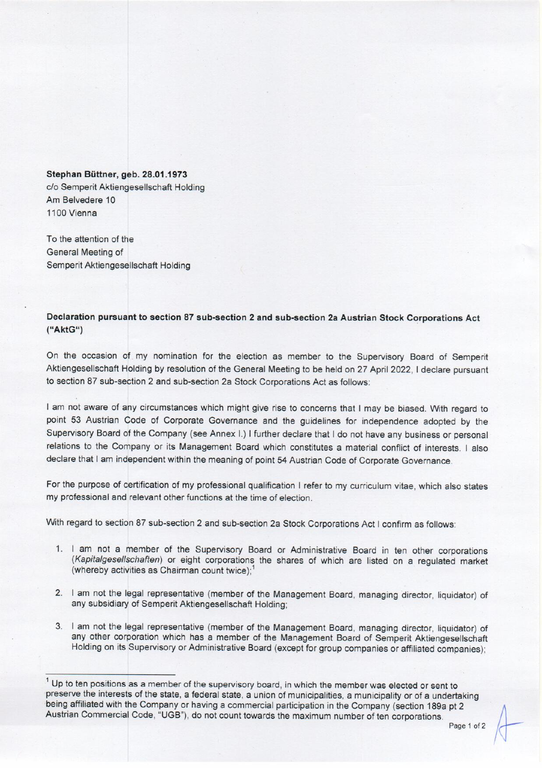**Stephan Büttner, geb. 28.01.1973**
c/o Semperit Aktiengesellschaft Holding
Am Belvedere 10
1100 Vienna

To the attention of the
General Meeting of
Semperit Aktiengesellschaft Holding

**Declaration pursuant to section 87 sub-section 2 and sub-section 2a Austrian Stock Corporations Act ("AktG")**

On the occasion of my nomination for the election as member to the Supervisory Board of Semperit Aktiengesellschaft Holding by resolution of the General Meeting to be held on 27 April 2022, I declare pursuant to section 87 sub-section 2 and sub-section 2a Stock Corporations Act as follows:

I am not aware of any circumstances which might give rise to concerns that I may be biased. With regard to point 53 Austrian Code of Corporate Governance and the guidelines for independence adopted by the Supervisory Board of the Company (see Annex I.) I further declare that I do not have any business or personal relations to the Company or its Management Board which constitutes a material conflict of interests. I also declare that I am independent within the meaning of point 54 Austrian Code of Corporate Governance.

For the purpose of certification of my professional qualification I refer to my curriculum vitae, which also states my professional and relevant other functions at the time of election.

With regard to section 87 sub-section 2 and sub-section 2a Stock Corporations Act I confirm as follows:

1. I am not a member of the Supervisory Board or Administrative Board in ten other corporations (*Kapitalgesellschaften*) or eight corporations the shares of which are listed on a regulated market (whereby activities as Chairman count twice);[1]

2. I am not the legal representative (member of the Management Board, managing director, liquidator) of any subsidiary of Semperit Aktiengesellschaft Holding;

3. I am not the legal representative (member of the Management Board, managing director, liquidator) of any other corporation which has a member of the Management Board of Semperit Aktiengesellschaft Holding on its Supervisory or Administrative Board (except for group companies or affiliated companies);

---

[1] Up to ten positions as a member of the supervisory board, in which the member was elected or sent to preserve the interests of the state, a federal state, a union of municipalities, a municipality or of a undertaking being affiliated with the Company or having a commercial participation in the Company (section 189a pt 2 Austrian Commercial Code, "UGB"), do not count towards the maximum number of ten corporations.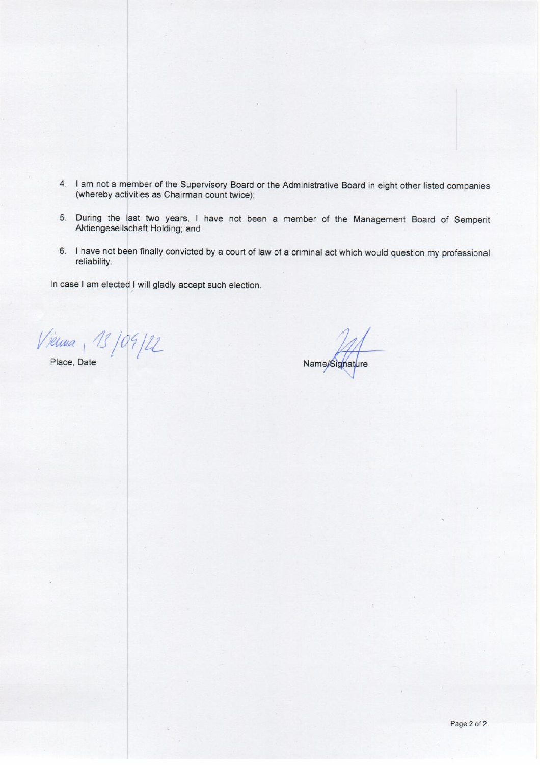4. I am not a member of the Supervisory Board or the Administrative Board in eight other listed companies (whereby activities as Chairman count twice);

5. During the last two years, I have not been a member of the Management Board of Semperit Aktiengesellschaft Holding; and

6. I have not been finally convicted by a court of law of a criminal act which would question my professional reliability.

In case I am elected I will gladly accept such election.

Vienna, 13/04/22

Place, Date

Name/Signature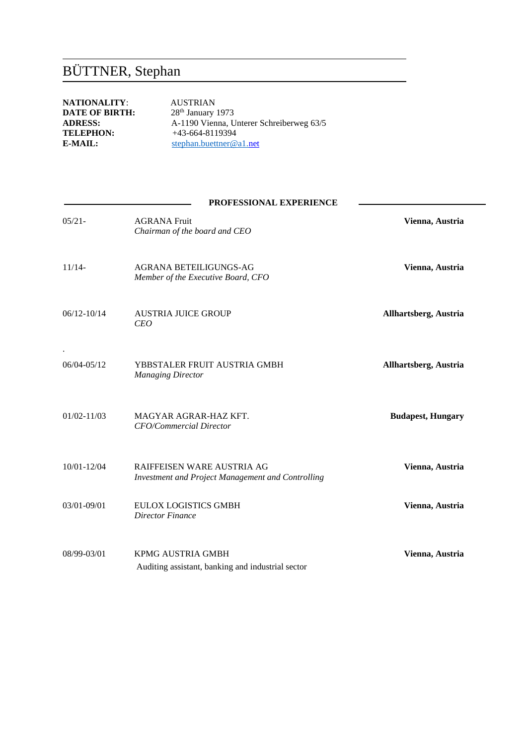# BÜTTNER, Stephan

**NATIONALITY**: AUSTRIAN
**DATE OF BIRTH:** 28th January 1973
**ADRESS:** A-1190 Vienna, Unterer Schreiberweg 63/5
**TELEPHON:** +43-664-8119394
**E-MAIL:** stephan.buettner@a1.net

## PROFESSIONAL EXPERIENCE

| | | |
|---|---|---|
| 05/21- | AGRANA Fruit<br>*Chairman of the board and CEO* | **Vienna, Austria** |
| 11/14- | AGRANA BETEILIGUNGS-AG<br>*Member of the Executive Board, CFO* | **Vienna, Austria** |
| 06/12-10/14 | AUSTRIA JUICE GROUP<br>*CEO* | **Allhartsberg, Austria** |
| 06/04-05/12 | YBBSTALER FRUIT AUSTRIA GMBH<br>*Managing Director* | **Allhartsberg, Austria** |
| 01/02-11/03 | MAGYAR AGRAR-HAZ KFT.<br>*CFO/Commercial Director* | **Budapest, Hungary** |
| 10/01-12/04 | RAIFFEISEN WARE AUSTRIA AG<br>*Investment and Project Management and Controlling* | **Vienna, Austria** |
| 03/01-09/01 | EULOX LOGISTICS GMBH<br>*Director Finance* | **Vienna, Austria** |
| 08/99-03/01 | KPMG AUSTRIA GMBH<br>Auditing assistant, banking and industrial sector | **Vienna, Austria** |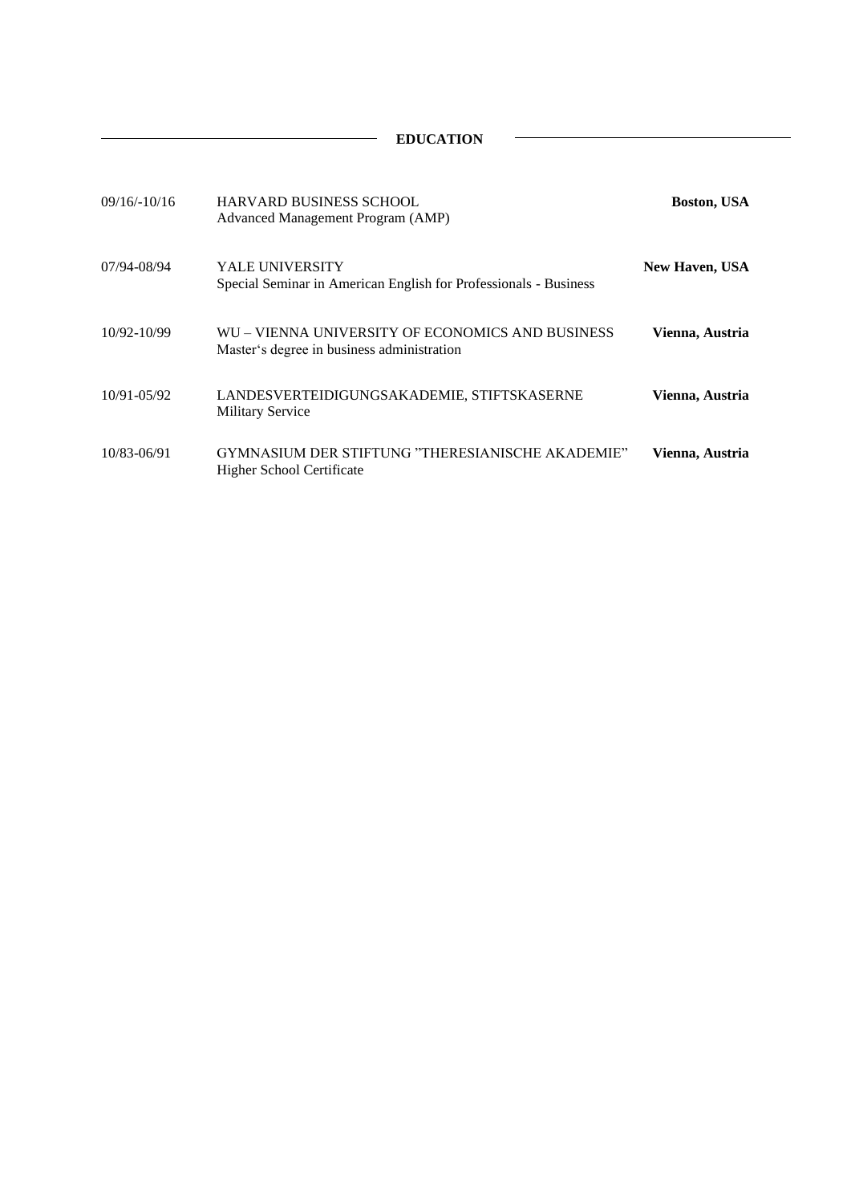## EDUCATION

| | | |
|---|---|---|
| 09/16/-10/16 | HARVARD BUSINESS SCHOOL<br>Advanced Management Program (AMP) | **Boston, USA** |
| 07/94-08/94 | YALE UNIVERSITY<br>Special Seminar in American English for Professionals - Business | **New Haven, USA** |
| 10/92-10/99 | WU – VIENNA UNIVERSITY OF ECONOMICS AND BUSINESS<br>Master‘s degree in business administration | **Vienna, Austria** |
| 10/91-05/92 | LANDESVERTEIDIGUNGSAKADEMIE, STIFTSKASERNE<br>Military Service | **Vienna, Austria** |
| 10/83-06/91 | GYMNASIUM DER STIFTUNG ”THERESIANISCHE AKADEMIE”<br>Higher School Certificate | **Vienna, Austria** |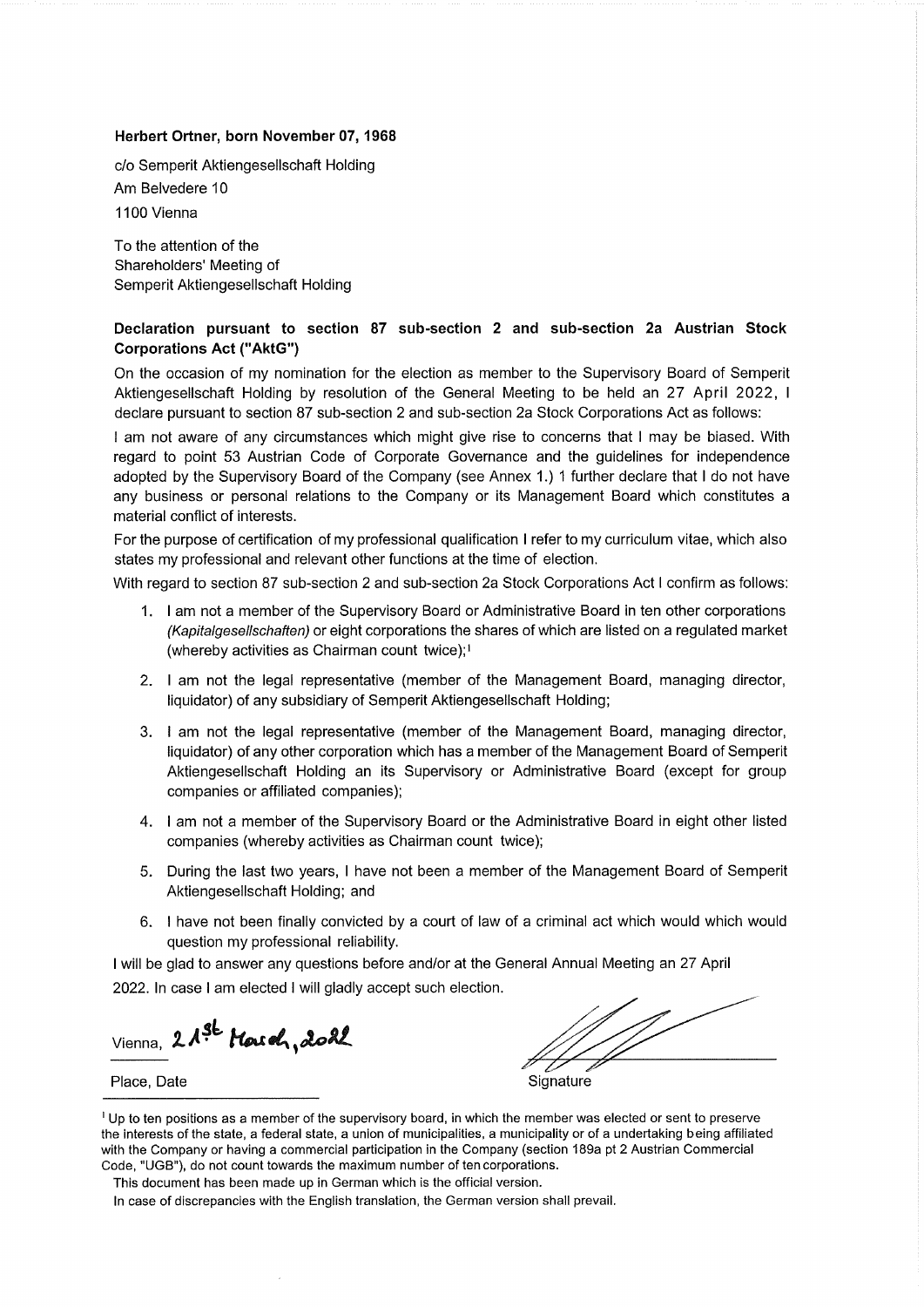**Herbert Ortner, born November 07, 1968**

c/o Semperit Aktiengesellschaft Holding
Am Belvedere 10
1100 Vienna

To the attention of the
Shareholders' Meeting of
Semperit Aktiengesellschaft Holding

**Declaration pursuant to section 87 sub-section 2 and sub-section 2a Austrian Stock Corporations Act ("AktG")**

On the occasion of my nomination for the election as member to the Supervisory Board of Semperit Aktiengesellschaft Holding by resolution of the General Meeting to be held an 27 April 2022, I declare pursuant to section 87 sub-section 2 and sub-section 2a Stock Corporations Act as follows:

I am not aware of any circumstances which might give rise to concerns that I may be biased. With regard to point 53 Austrian Code of Corporate Governance and the guidelines for independence adopted by the Supervisory Board of the Company (see Annex 1.) 1 further declare that I do not have any business or personal relations to the Company or its Management Board which constitutes a material conflict of interests.

For the purpose of certification of my professional qualification I refer to my curriculum vitae, which also states my professional and relevant other functions at the time of election.

With regard to section 87 sub-section 2 and sub-section 2a Stock Corporations Act I confirm as follows:

1. I am not a member of the Supervisory Board or Administrative Board in ten other corporations *(Kapitalgesellschaften)* or eight corporations the shares of which are listed on a regulated market (whereby activities as Chairman count twice);[1]
2. I am not the legal representative (member of the Management Board, managing director, liquidator) of any subsidiary of Semperit Aktiengesellschaft Holding;
3. I am not the legal representative (member of the Management Board, managing director, liquidator) of any other corporation which has a member of the Management Board of Semperit Aktiengesellschaft Holding an its Supervisory or Administrative Board (except for group companies or affiliated companies);
4. I am not a member of the Supervisory Board or the Administrative Board in eight other listed companies (whereby activities as Chairman count twice);
5. During the last two years, I have not been a member of the Management Board of Semperit Aktiengesellschaft Holding; and
6. I have not been finally convicted by a court of law of a criminal act which would which would question my professional reliability.

I will be glad to answer any questions before and/or at the General Annual Meeting an 27 April 2022. In case I am elected I will gladly accept such election.

Vienna, 21st March, 2022

Place, Date

Signature

[1] Up to ten positions as a member of the supervisory board, in which the member was elected or sent to preserve the interests of the state, a federal state, a union of municipalities, a municipality or of a undertaking being affiliated with the Company or having a commercial participation in the Company (section 189a pt 2 Austrian Commercial Code, "UGB"), do not count towards the maximum number of ten corporations.

This document has been made up in German which is the official version.

In case of discrepancies with the English translation, the German version shall prevail.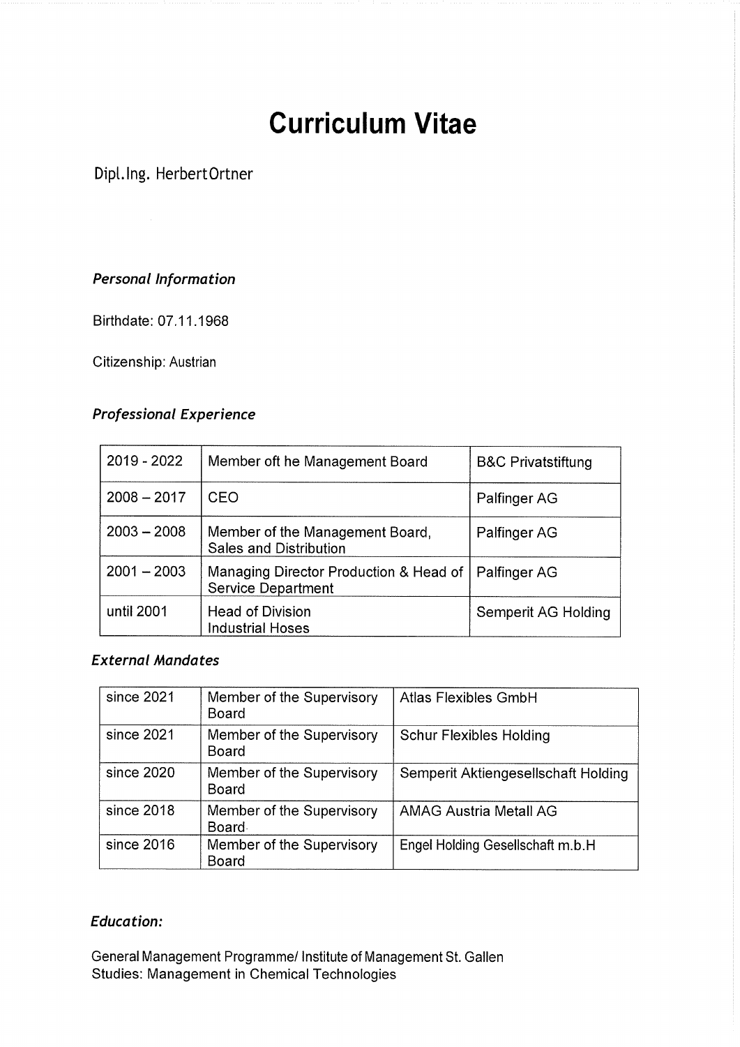# Curriculum Vitae

Dipl.Ing. HerbertOrtner

### *Personal Information*

Birthdate: 07.11.1968

Citizenship: Austrian

### *Professional Experience*

| | | |
|---|---|---|
| 2019 - 2022 | Member oft he Management Board | B&C Privatstiftung |
| 2008 – 2017 | CEO | Palfinger AG |
| 2003 – 2008 | Member of the Management Board, Sales and Distribution | Palfinger AG |
| 2001 – 2003 | Managing Director Production & Head of Service Department | Palfinger AG |
| until 2001 | Head of Division Industrial Hoses | Semperit AG Holding |

### *External Mandates*

| | | |
|---|---|---|
| since 2021 | Member of the Supervisory Board | Atlas Flexibles GmbH |
| since 2021 | Member of the Supervisory Board | Schur Flexibles Holding |
| since 2020 | Member of the Supervisory Board | Semperit Aktiengesellschaft Holding |
| since 2018 | Member of the Supervisory Board | AMAG Austria Metall AG |
| since 2016 | Member of the Supervisory Board | Engel Holding Gesellschaft m.b.H |

### *Education:*

General Management Programme/ Institute of Management St. Gallen
Studies: Management in Chemical Technologies